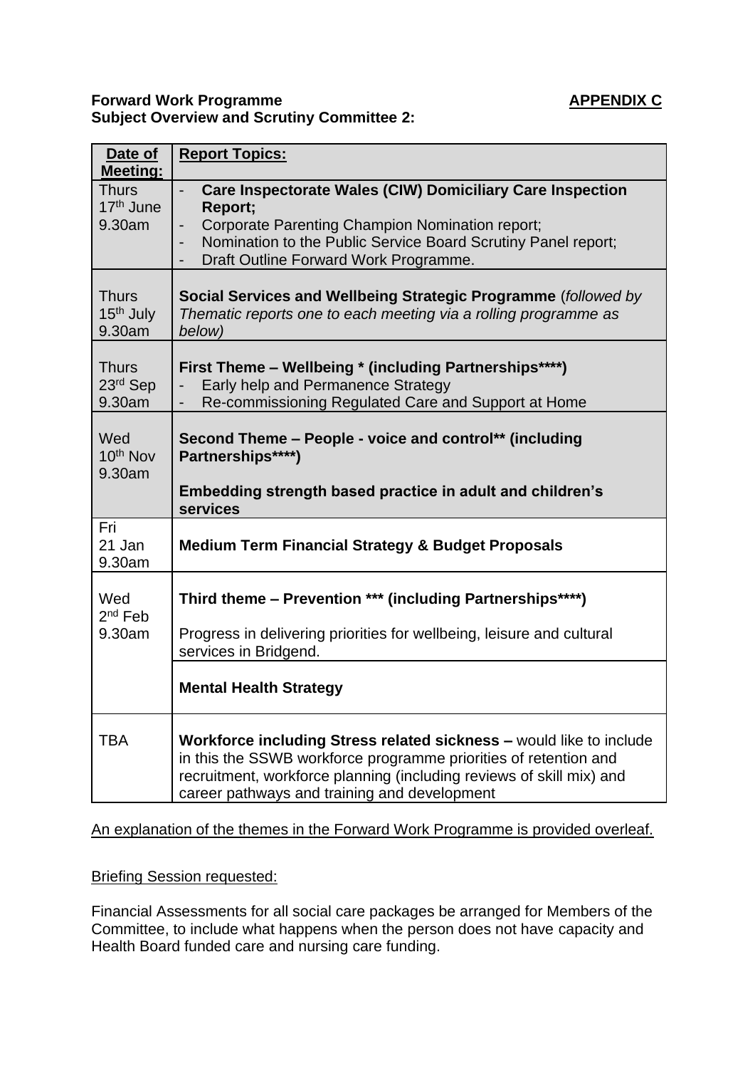**Forward Work Programme** **APPENDIX C**
**Subject Overview and Scrutiny Committee 2:**

| Date of Meeting: | Report Topics: |
|---|---|
| Thurs 17th June 9.30am | - **Care Inspectorate Wales (CIW) Domiciliary Care Inspection Report;**<br>- Corporate Parenting Champion Nomination report;<br>- Nomination to the Public Service Board Scrutiny Panel report;<br>- Draft Outline Forward Work Programme. |
| Thurs 15th July 9.30am | **Social Services and Wellbeing Strategic Programme** (*followed by Thematic reports one to each meeting via a rolling programme as below)* |
| Thurs 23rd Sep 9.30am | **First Theme – Wellbeing * (including Partnerships****)**<br>- Early help and Permanence Strategy<br>- Re-commissioning Regulated Care and Support at Home |
| Wed 10th Nov 9.30am | **Second Theme – People - voice and control** (including Partnerships****)**<br><br>**Embedding strength based practice in adult and children's services** |
| Fri 21 Jan 9.30am | **Medium Term Financial Strategy & Budget Proposals** |
| Wed 2nd Feb 9.30am | **Third theme – Prevention *** (including Partnerships****)**<br><br>Progress in delivering priorities for wellbeing, leisure and cultural services in Bridgend.<br><br>**Mental Health Strategy** |
| TBA | **Workforce including Stress related sickness –** would like to include in this the SSWB workforce programme priorities of retention and recruitment, workforce planning (including reviews of skill mix) and career pathways and training and development |

An explanation of the themes in the Forward Work Programme is provided overleaf.

Briefing Session requested:

Financial Assessments for all social care packages be arranged for Members of the Committee, to include what happens when the person does not have capacity and Health Board funded care and nursing care funding.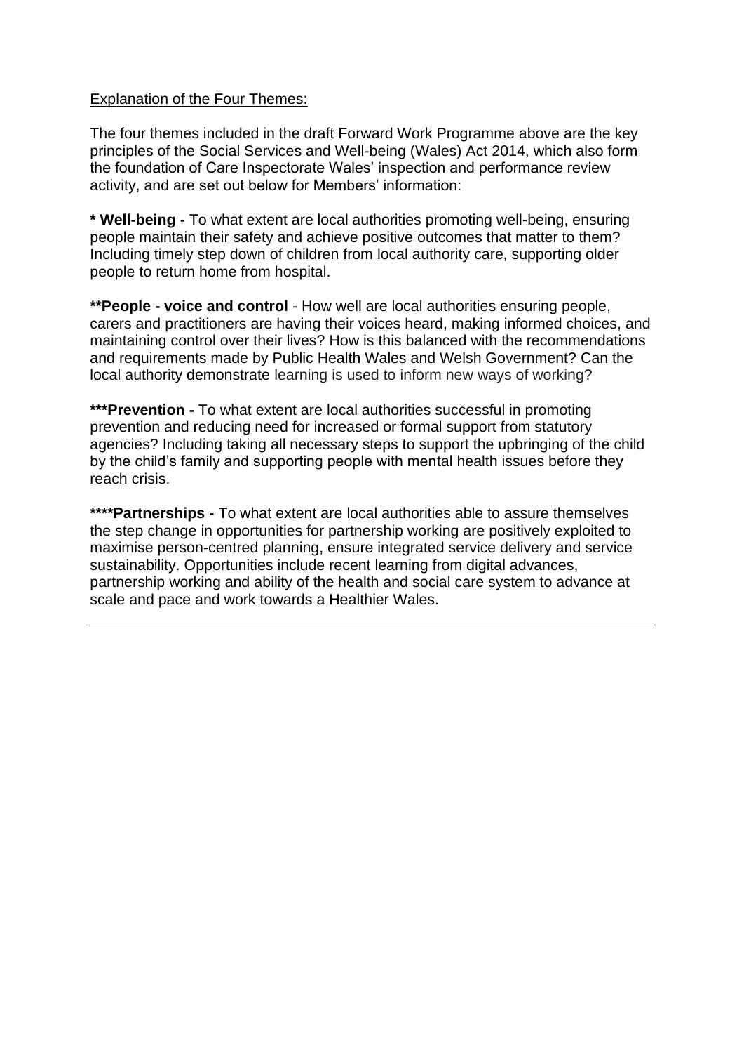<u>Explanation of the Four Themes:</u>

The four themes included in the draft Forward Work Programme above are the key principles of the Social Services and Well-being (Wales) Act 2014, which also form the foundation of Care Inspectorate Wales' inspection and performance review activity, and are set out below for Members' information:

**\* Well-being -** To what extent are local authorities promoting well-being, ensuring people maintain their safety and achieve positive outcomes that matter to them? Including timely step down of children from local authority care, supporting older people to return home from hospital.

**\*\*People - voice and control** - How well are local authorities ensuring people, carers and practitioners are having their voices heard, making informed choices, and maintaining control over their lives? How is this balanced with the recommendations and requirements made by Public Health Wales and Welsh Government? Can the local authority demonstrate learning is used to inform new ways of working?

**\*\*\*Prevention -** To what extent are local authorities successful in promoting prevention and reducing need for increased or formal support from statutory agencies? Including taking all necessary steps to support the upbringing of the child by the child's family and supporting people with mental health issues before they reach crisis.

**\*\*\*\*Partnerships -** To what extent are local authorities able to assure themselves the step change in opportunities for partnership working are positively exploited to maximise person-centred planning, ensure integrated service delivery and service sustainability. Opportunities include recent learning from digital advances, partnership working and ability of the health and social care system to advance at scale and pace and work towards a Healthier Wales.

---